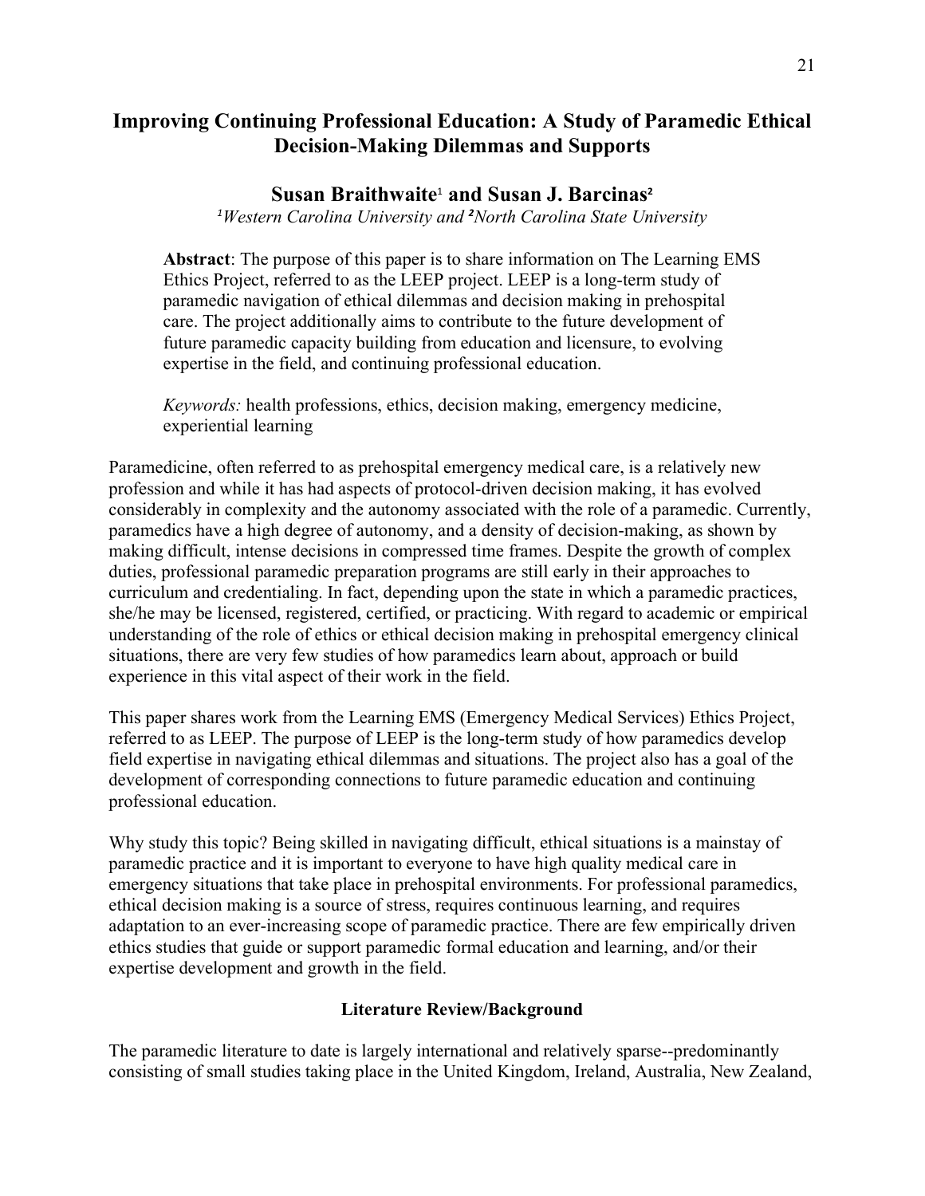# Improving Continuing Professional Education: A Study of Paramedic Ethical Decision-Making Dilemmas and Supports

**Susan Braithwaite[1] and Susan J. Barcinas[2]**

*[1]Western Carolina University and [2]North Carolina State University*

> **Abstract**: The purpose of this paper is to share information on The Learning EMS Ethics Project, referred to as the LEEP project. LEEP is a long-term study of paramedic navigation of ethical dilemmas and decision making in prehospital care. The project additionally aims to contribute to the future development of future paramedic capacity building from education and licensure, to evolving expertise in the field, and continuing professional education.
>
> *Keywords:* health professions, ethics, decision making, emergency medicine, experiential learning

Paramedicine, often referred to as prehospital emergency medical care, is a relatively new profession and while it has had aspects of protocol-driven decision making, it has evolved considerably in complexity and the autonomy associated with the role of a paramedic. Currently, paramedics have a high degree of autonomy, and a density of decision-making, as shown by making difficult, intense decisions in compressed time frames. Despite the growth of complex duties, professional paramedic preparation programs are still early in their approaches to curriculum and credentialing. In fact, depending upon the state in which a paramedic practices, she/he may be licensed, registered, certified, or practicing. With regard to academic or empirical understanding of the role of ethics or ethical decision making in prehospital emergency clinical situations, there are very few studies of how paramedics learn about, approach or build experience in this vital aspect of their work in the field.

This paper shares work from the Learning EMS (Emergency Medical Services) Ethics Project, referred to as LEEP. The purpose of LEEP is the long-term study of how paramedics develop field expertise in navigating ethical dilemmas and situations. The project also has a goal of the development of corresponding connections to future paramedic education and continuing professional education.

Why study this topic? Being skilled in navigating difficult, ethical situations is a mainstay of paramedic practice and it is important to everyone to have high quality medical care in emergency situations that take place in prehospital environments. For professional paramedics, ethical decision making is a source of stress, requires continuous learning, and requires adaptation to an ever-increasing scope of paramedic practice. There are few empirically driven ethics studies that guide or support paramedic formal education and learning, and/or their expertise development and growth in the field.

## Literature Review/Background

The paramedic literature to date is largely international and relatively sparse--predominantly consisting of small studies taking place in the United Kingdom, Ireland, Australia, New Zealand,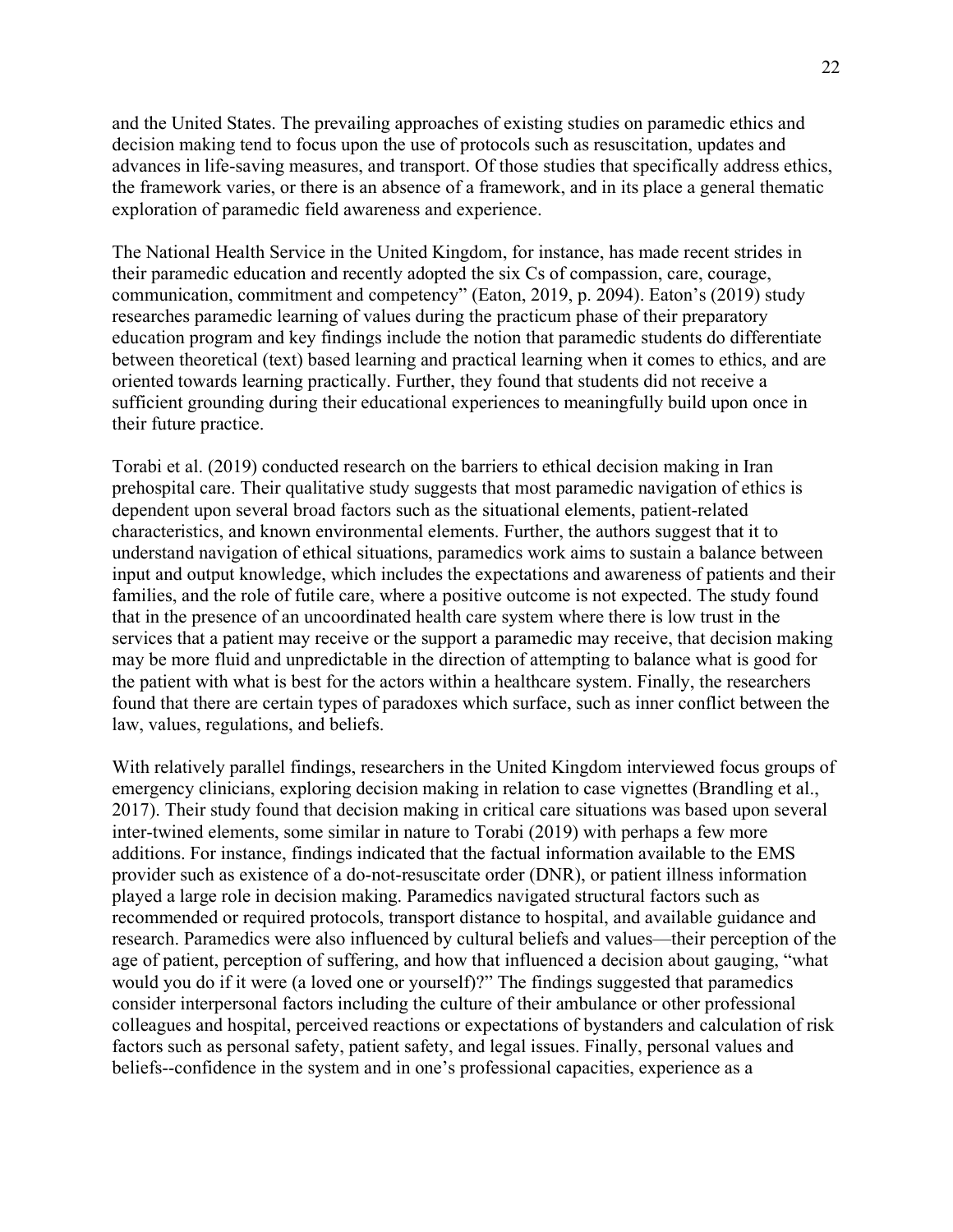and the United States. The prevailing approaches of existing studies on paramedic ethics and decision making tend to focus upon the use of protocols such as resuscitation, updates and advances in life-saving measures, and transport. Of those studies that specifically address ethics, the framework varies, or there is an absence of a framework, and in its place a general thematic exploration of paramedic field awareness and experience.

The National Health Service in the United Kingdom, for instance, has made recent strides in their paramedic education and recently adopted the six Cs of compassion, care, courage, communication, commitment and competency" (Eaton, 2019, p. 2094). Eaton's (2019) study researches paramedic learning of values during the practicum phase of their preparatory education program and key findings include the notion that paramedic students do differentiate between theoretical (text) based learning and practical learning when it comes to ethics, and are oriented towards learning practically. Further, they found that students did not receive a sufficient grounding during their educational experiences to meaningfully build upon once in their future practice.

Torabi et al. (2019) conducted research on the barriers to ethical decision making in Iran prehospital care. Their qualitative study suggests that most paramedic navigation of ethics is dependent upon several broad factors such as the situational elements, patient-related characteristics, and known environmental elements. Further, the authors suggest that it to understand navigation of ethical situations, paramedics work aims to sustain a balance between input and output knowledge, which includes the expectations and awareness of patients and their families, and the role of futile care, where a positive outcome is not expected. The study found that in the presence of an uncoordinated health care system where there is low trust in the services that a patient may receive or the support a paramedic may receive, that decision making may be more fluid and unpredictable in the direction of attempting to balance what is good for the patient with what is best for the actors within a healthcare system. Finally, the researchers found that there are certain types of paradoxes which surface, such as inner conflict between the law, values, regulations, and beliefs.

With relatively parallel findings, researchers in the United Kingdom interviewed focus groups of emergency clinicians, exploring decision making in relation to case vignettes (Brandling et al., 2017). Their study found that decision making in critical care situations was based upon several inter-twined elements, some similar in nature to Torabi (2019) with perhaps a few more additions. For instance, findings indicated that the factual information available to the EMS provider such as existence of a do-not-resuscitate order (DNR), or patient illness information played a large role in decision making. Paramedics navigated structural factors such as recommended or required protocols, transport distance to hospital, and available guidance and research. Paramedics were also influenced by cultural beliefs and values—their perception of the age of patient, perception of suffering, and how that influenced a decision about gauging, "what would you do if it were (a loved one or yourself)?" The findings suggested that paramedics consider interpersonal factors including the culture of their ambulance or other professional colleagues and hospital, perceived reactions or expectations of bystanders and calculation of risk factors such as personal safety, patient safety, and legal issues. Finally, personal values and beliefs--confidence in the system and in one's professional capacities, experience as a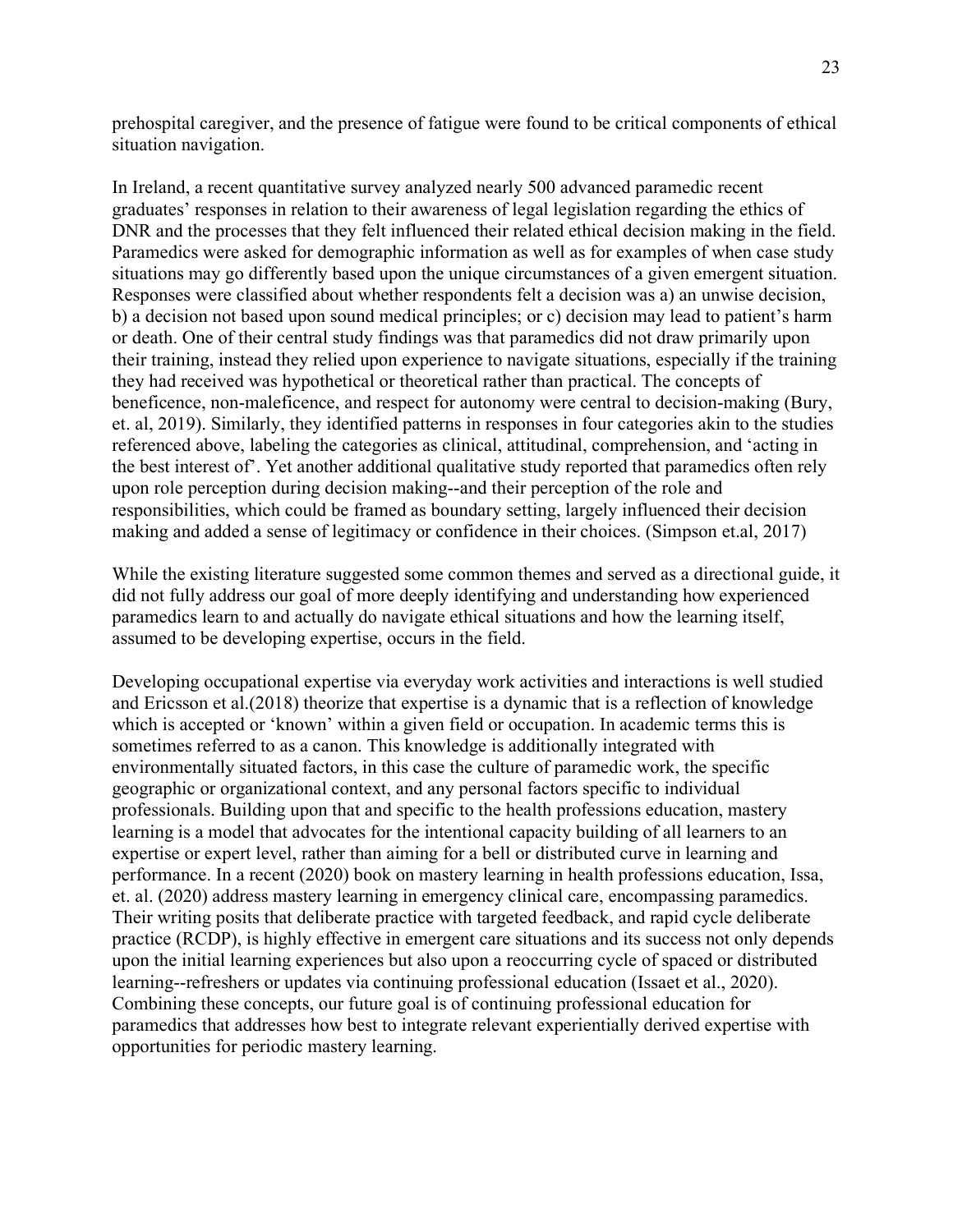prehospital caregiver, and the presence of fatigue were found to be critical components of ethical situation navigation.

In Ireland, a recent quantitative survey analyzed nearly 500 advanced paramedic recent graduates' responses in relation to their awareness of legal legislation regarding the ethics of DNR and the processes that they felt influenced their related ethical decision making in the field. Paramedics were asked for demographic information as well as for examples of when case study situations may go differently based upon the unique circumstances of a given emergent situation. Responses were classified about whether respondents felt a decision was a) an unwise decision, b) a decision not based upon sound medical principles; or c) decision may lead to patient's harm or death. One of their central study findings was that paramedics did not draw primarily upon their training, instead they relied upon experience to navigate situations, especially if the training they had received was hypothetical or theoretical rather than practical. The concepts of beneficence, non-maleficence, and respect for autonomy were central to decision-making (Bury, et. al, 2019). Similarly, they identified patterns in responses in four categories akin to the studies referenced above, labeling the categories as clinical, attitudinal, comprehension, and 'acting in the best interest of'. Yet another additional qualitative study reported that paramedics often rely upon role perception during decision making--and their perception of the role and responsibilities, which could be framed as boundary setting, largely influenced their decision making and added a sense of legitimacy or confidence in their choices. (Simpson et.al, 2017)

While the existing literature suggested some common themes and served as a directional guide, it did not fully address our goal of more deeply identifying and understanding how experienced paramedics learn to and actually do navigate ethical situations and how the learning itself, assumed to be developing expertise, occurs in the field.

Developing occupational expertise via everyday work activities and interactions is well studied and Ericsson et al.(2018) theorize that expertise is a dynamic that is a reflection of knowledge which is accepted or 'known' within a given field or occupation. In academic terms this is sometimes referred to as a canon. This knowledge is additionally integrated with environmentally situated factors, in this case the culture of paramedic work, the specific geographic or organizational context, and any personal factors specific to individual professionals. Building upon that and specific to the health professions education, mastery learning is a model that advocates for the intentional capacity building of all learners to an expertise or expert level, rather than aiming for a bell or distributed curve in learning and performance. In a recent (2020) book on mastery learning in health professions education, Issa, et. al. (2020) address mastery learning in emergency clinical care, encompassing paramedics. Their writing posits that deliberate practice with targeted feedback, and rapid cycle deliberate practice (RCDP), is highly effective in emergent care situations and its success not only depends upon the initial learning experiences but also upon a reoccurring cycle of spaced or distributed learning--refreshers or updates via continuing professional education (Issaet et al., 2020). Combining these concepts, our future goal is of continuing professional education for paramedics that addresses how best to integrate relevant experientially derived expertise with opportunities for periodic mastery learning.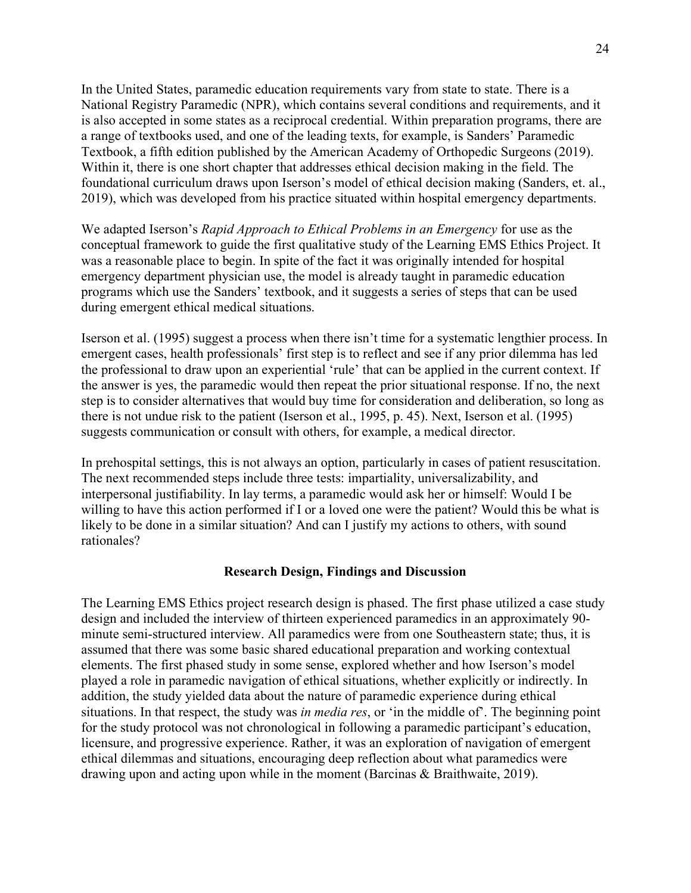In the United States, paramedic education requirements vary from state to state. There is a National Registry Paramedic (NPR), which contains several conditions and requirements, and it is also accepted in some states as a reciprocal credential. Within preparation programs, there are a range of textbooks used, and one of the leading texts, for example, is Sanders' Paramedic Textbook, a fifth edition published by the American Academy of Orthopedic Surgeons (2019). Within it, there is one short chapter that addresses ethical decision making in the field. The foundational curriculum draws upon Iserson's model of ethical decision making (Sanders, et. al., 2019), which was developed from his practice situated within hospital emergency departments.

We adapted Iserson's *Rapid Approach to Ethical Problems in an Emergency* for use as the conceptual framework to guide the first qualitative study of the Learning EMS Ethics Project. It was a reasonable place to begin. In spite of the fact it was originally intended for hospital emergency department physician use, the model is already taught in paramedic education programs which use the Sanders' textbook, and it suggests a series of steps that can be used during emergent ethical medical situations.

Iserson et al. (1995) suggest a process when there isn't time for a systematic lengthier process. In emergent cases, health professionals' first step is to reflect and see if any prior dilemma has led the professional to draw upon an experiential 'rule' that can be applied in the current context. If the answer is yes, the paramedic would then repeat the prior situational response. If no, the next step is to consider alternatives that would buy time for consideration and deliberation, so long as there is not undue risk to the patient (Iserson et al., 1995, p. 45). Next, Iserson et al. (1995) suggests communication or consult with others, for example, a medical director.

In prehospital settings, this is not always an option, particularly in cases of patient resuscitation. The next recommended steps include three tests: impartiality, universalizability, and interpersonal justifiability. In lay terms, a paramedic would ask her or himself: Would I be willing to have this action performed if I or a loved one were the patient? Would this be what is likely to be done in a similar situation? And can I justify my actions to others, with sound rationales?

## Research Design, Findings and Discussion

The Learning EMS Ethics project research design is phased. The first phase utilized a case study design and included the interview of thirteen experienced paramedics in an approximately 90-minute semi-structured interview. All paramedics were from one Southeastern state; thus, it is assumed that there was some basic shared educational preparation and working contextual elements. The first phased study in some sense, explored whether and how Iserson's model played a role in paramedic navigation of ethical situations, whether explicitly or indirectly. In addition, the study yielded data about the nature of paramedic experience during ethical situations. In that respect, the study was *in media res*, or 'in the middle of'. The beginning point for the study protocol was not chronological in following a paramedic participant's education, licensure, and progressive experience. Rather, it was an exploration of navigation of emergent ethical dilemmas and situations, encouraging deep reflection about what paramedics were drawing upon and acting upon while in the moment (Barcinas & Braithwaite, 2019).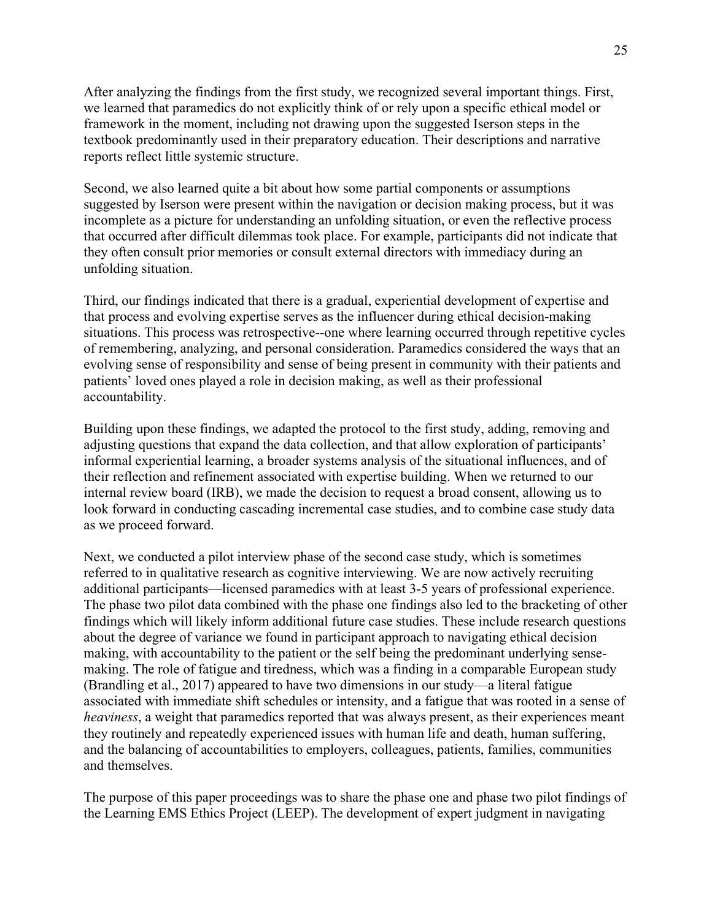After analyzing the findings from the first study, we recognized several important things. First, we learned that paramedics do not explicitly think of or rely upon a specific ethical model or framework in the moment, including not drawing upon the suggested Iserson steps in the textbook predominantly used in their preparatory education. Their descriptions and narrative reports reflect little systemic structure.

Second, we also learned quite a bit about how some partial components or assumptions suggested by Iserson were present within the navigation or decision making process, but it was incomplete as a picture for understanding an unfolding situation, or even the reflective process that occurred after difficult dilemmas took place. For example, participants did not indicate that they often consult prior memories or consult external directors with immediacy during an unfolding situation.

Third, our findings indicated that there is a gradual, experiential development of expertise and that process and evolving expertise serves as the influencer during ethical decision-making situations. This process was retrospective--one where learning occurred through repetitive cycles of remembering, analyzing, and personal consideration. Paramedics considered the ways that an evolving sense of responsibility and sense of being present in community with their patients and patients' loved ones played a role in decision making, as well as their professional accountability.

Building upon these findings, we adapted the protocol to the first study, adding, removing and adjusting questions that expand the data collection, and that allow exploration of participants' informal experiential learning, a broader systems analysis of the situational influences, and of their reflection and refinement associated with expertise building. When we returned to our internal review board (IRB), we made the decision to request a broad consent, allowing us to look forward in conducting cascading incremental case studies, and to combine case study data as we proceed forward.

Next, we conducted a pilot interview phase of the second case study, which is sometimes referred to in qualitative research as cognitive interviewing. We are now actively recruiting additional participants—licensed paramedics with at least 3-5 years of professional experience. The phase two pilot data combined with the phase one findings also led to the bracketing of other findings which will likely inform additional future case studies. These include research questions about the degree of variance we found in participant approach to navigating ethical decision making, with accountability to the patient or the self being the predominant underlying sense-making. The role of fatigue and tiredness, which was a finding in a comparable European study (Brandling et al., 2017) appeared to have two dimensions in our study—a literal fatigue associated with immediate shift schedules or intensity, and a fatigue that was rooted in a sense of *heaviness*, a weight that paramedics reported that was always present, as their experiences meant they routinely and repeatedly experienced issues with human life and death, human suffering, and the balancing of accountabilities to employers, colleagues, patients, families, communities and themselves.

The purpose of this paper proceedings was to share the phase one and phase two pilot findings of the Learning EMS Ethics Project (LEEP). The development of expert judgment in navigating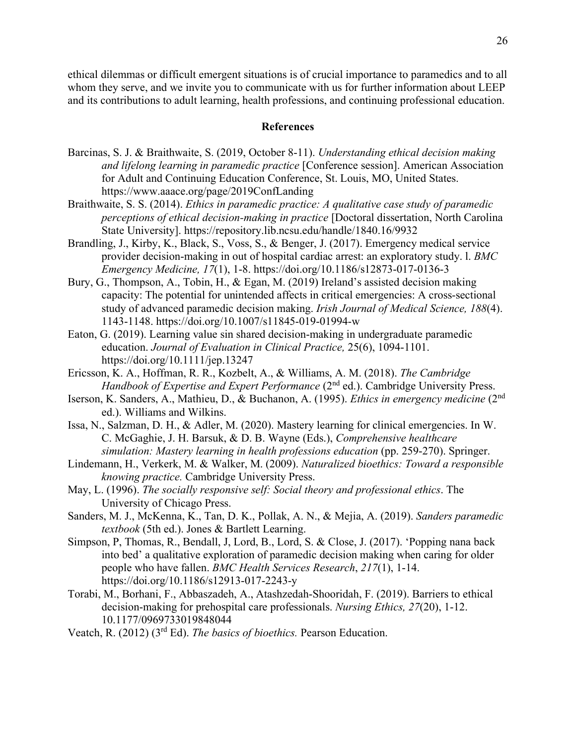ethical dilemmas or difficult emergent situations is of crucial importance to paramedics and to all whom they serve, and we invite you to communicate with us for further information about LEEP and its contributions to adult learning, health professions, and continuing professional education.

## References

Barcinas, S. J. & Braithwaite, S. (2019, October 8-11). *Understanding ethical decision making and lifelong learning in paramedic practice* [Conference session]. American Association for Adult and Continuing Education Conference, St. Louis, MO, United States. https://www.aaace.org/page/2019ConfLanding

Braithwaite, S. S. (2014). *Ethics in paramedic practice: A qualitative case study of paramedic perceptions of ethical decision-making in practice* [Doctoral dissertation, North Carolina State University]. https://repository.lib.ncsu.edu/handle/1840.16/9932

Brandling, J., Kirby, K., Black, S., Voss, S., & Benger, J. (2017). Emergency medical service provider decision-making in out of hospital cardiac arrest: an exploratory study. l. *BMC Emergency Medicine, 17*(1), 1-8. https://doi.org/10.1186/s12873-017-0136-3

Bury, G., Thompson, A., Tobin, H., & Egan, M. (2019) Ireland's assisted decision making capacity: The potential for unintended affects in critical emergencies: A cross-sectional study of advanced paramedic decision making. *Irish Journal of Medical Science, 188*(4). 1143-1148. https://doi.org/10.1007/s11845-019-01994-w

Eaton, G. (2019). Learning value sin shared decision-making in undergraduate paramedic education. *Journal of Evaluation in Clinical Practice,* 25(6), 1094-1101. https://doi.org/10.1111/jep.13247

Ericsson, K. A., Hoffman, R. R., Kozbelt, A., & Williams, A. M. (2018). *The Cambridge Handbook of Expertise and Expert Performance* (2nd ed.). Cambridge University Press.

Iserson, K. Sanders, A., Mathieu, D., & Buchanon, A. (1995). *Ethics in emergency medicine* (2nd ed.). Williams and Wilkins.

Issa, N., Salzman, D. H., & Adler, M. (2020). Mastery learning for clinical emergencies. In W. C. McGaghie, J. H. Barsuk, & D. B. Wayne (Eds.), *Comprehensive healthcare simulation: Mastery learning in health professions education* (pp. 259-270). Springer.

Lindemann, H., Verkerk, M. & Walker, M. (2009). *Naturalized bioethics: Toward a responsible knowing practice.* Cambridge University Press.

May, L. (1996). *The socially responsive self: Social theory and professional ethics*. The University of Chicago Press.

Sanders, M. J., McKenna, K., Tan, D. K., Pollak, A. N., & Mejia, A. (2019). *Sanders paramedic textbook* (5th ed.). Jones & Bartlett Learning.

Simpson, P, Thomas, R., Bendall, J, Lord, B., Lord, S. & Close, J. (2017). 'Popping nana back into bed' a qualitative exploration of paramedic decision making when caring for older people who have fallen. *BMC Health Services Research*, *217*(1), 1-14. https://doi.org/10.1186/s12913-017-2243-y

Torabi, M., Borhani, F., Abbaszadeh, A., Atashzedah-Shooridah, F. (2019). Barriers to ethical decision-making for prehospital care professionals. *Nursing Ethics, 27*(20), 1-12. 10.1177/0969733019848044

Veatch, R. (2012) (3rd Ed). *The basics of bioethics.* Pearson Education.